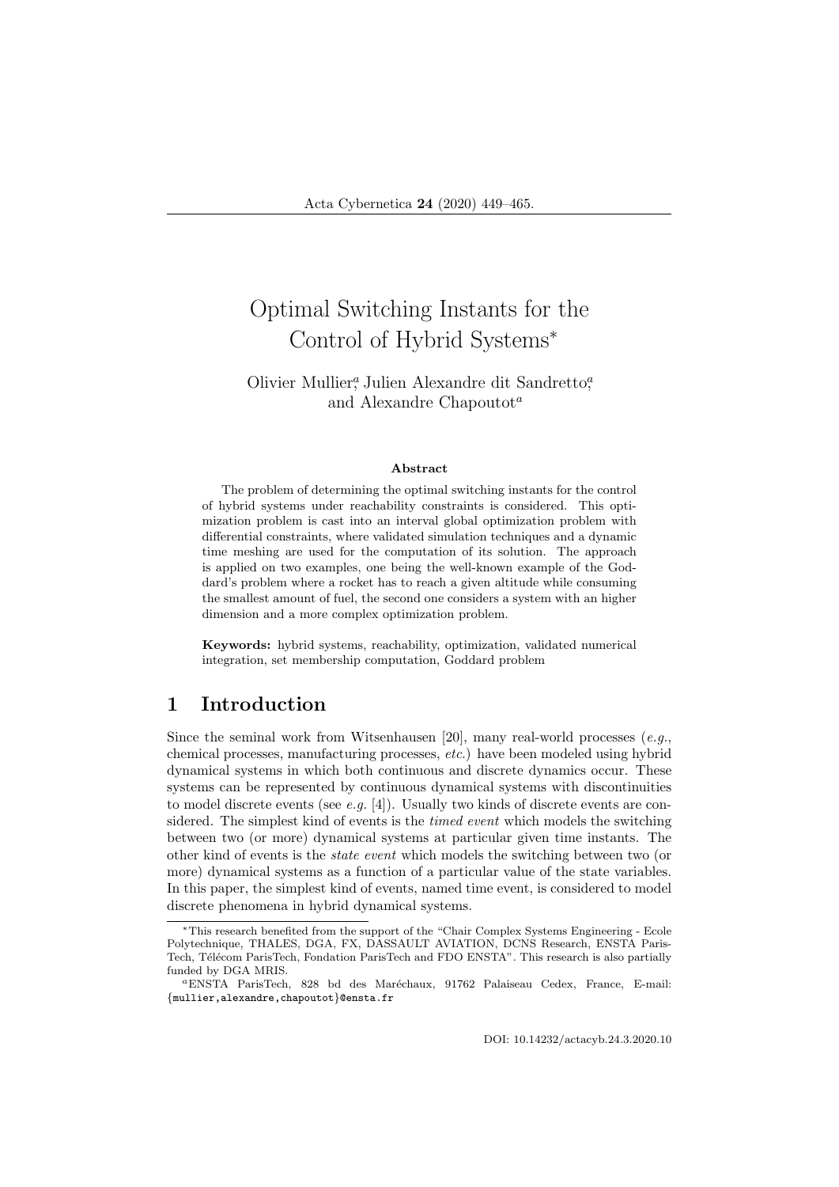# Optimal Switching Instants for the Control of Hybrid Systems*

Olivier Mullier[a], Julien Alexandre dit Sandretto[a], and Alexandre Chapoutot[a]

### Abstract

The problem of determining the optimal switching instants for the control of hybrid systems under reachability constraints is considered. This optimization problem is cast into an interval global optimization problem with differential constraints, where validated simulation techniques and a dynamic time meshing are used for the computation of its solution. The approach is applied on two examples, one being the well-known example of the Goddard's problem where a rocket has to reach a given altitude while consuming the smallest amount of fuel, the second one considers a system with an higher dimension and a more complex optimization problem.

**Keywords:** hybrid systems, reachability, optimization, validated numerical integration, set membership computation, Goddard problem

## 1 Introduction

Since the seminal work from Witsenhausen [20], many real-world processes (*e.g.*, chemical processes, manufacturing processes, *etc.*) have been modeled using hybrid dynamical systems in which both continuous and discrete dynamics occur. These systems can be represented by continuous dynamical systems with discontinuities to model discrete events (see *e.g.* [4]). Usually two kinds of discrete events are considered. The simplest kind of events is the *timed event* which models the switching between two (or more) dynamical systems at particular given time instants. The other kind of events is the *state event* which models the switching between two (or more) dynamical systems as a function of a particular value of the state variables. In this paper, the simplest kind of events, named time event, is considered to model discrete phenomena in hybrid dynamical systems.

*This research benefited from the support of the "Chair Complex Systems Engineering - Ecole Polytechnique, THALES, DGA, FX, DASSAULT AVIATION, DCNS Research, ENSTA ParisTech, Télécom ParisTech, Fondation ParisTech and FDO ENSTA". This research is also partially funded by DGA MRIS.

[a]ENSTA ParisTech, 828 bd des Maréchaux, 91762 Palaiseau Cedex, France, E-mail: {mullier,alexandre,chapoutot}@ensta.fr

DOI: 10.14232/actacyb.24.3.2020.10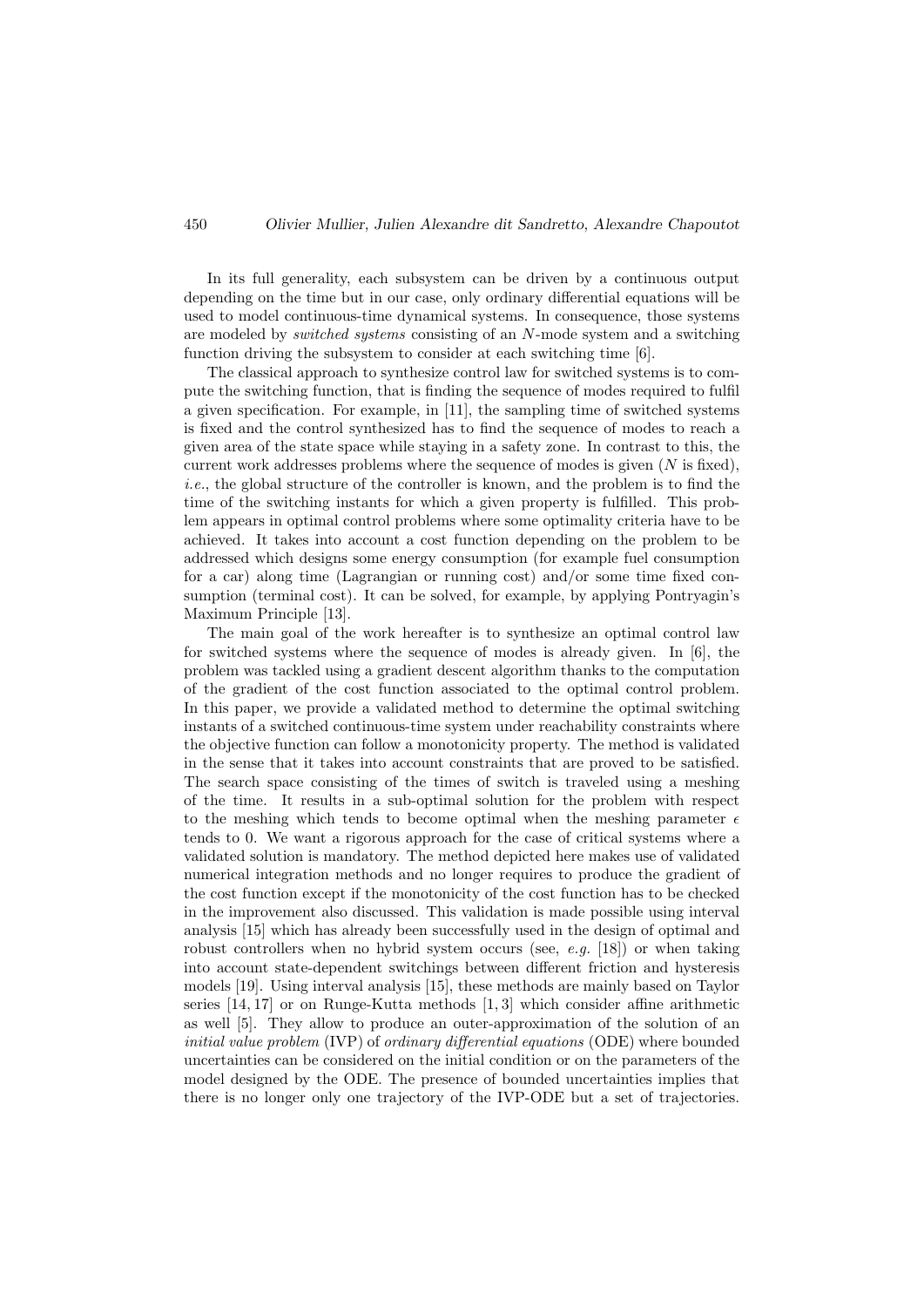In its full generality, each subsystem can be driven by a continuous output depending on the time but in our case, only ordinary differential equations will be used to model continuous-time dynamical systems. In consequence, those systems are modeled by *switched systems* consisting of an $N$-mode system and a switching function driving the subsystem to consider at each switching time [6].

The classical approach to synthesize control law for switched systems is to compute the switching function, that is finding the sequence of modes required to fulfil a given specification. For example, in [11], the sampling time of switched systems is fixed and the control synthesized has to find the sequence of modes to reach a given area of the state space while staying in a safety zone. In contrast to this, the current work addresses problems where the sequence of modes is given ($N$ is fixed), *i.e.*, the global structure of the controller is known, and the problem is to find the time of the switching instants for which a given property is fulfilled. This problem appears in optimal control problems where some optimality criteria have to be achieved. It takes into account a cost function depending on the problem to be addressed which designs some energy consumption (for example fuel consumption for a car) along time (Lagrangian or running cost) and/or some time fixed consumption (terminal cost). It can be solved, for example, by applying Pontryagin's Maximum Principle [13].

The main goal of the work hereafter is to synthesize an optimal control law for switched systems where the sequence of modes is already given. In [6], the problem was tackled using a gradient descent algorithm thanks to the computation of the gradient of the cost function associated to the optimal control problem. In this paper, we provide a validated method to determine the optimal switching instants of a switched continuous-time system under reachability constraints where the objective function can follow a monotonicity property. The method is validated in the sense that it takes into account constraints that are proved to be satisfied. The search space consisting of the times of switch is traveled using a meshing of the time. It results in a sub-optimal solution for the problem with respect to the meshing which tends to become optimal when the meshing parameter $\epsilon$ tends to 0. We want a rigorous approach for the case of critical systems where a validated solution is mandatory. The method depicted here makes use of validated numerical integration methods and no longer requires to produce the gradient of the cost function except if the monotonicity of the cost function has to be checked in the improvement also discussed. This validation is made possible using interval analysis [15] which has already been successfully used in the design of optimal and robust controllers when no hybrid system occurs (see, *e.g.* [18]) or when taking into account state-dependent switchings between different friction and hysteresis models [19]. Using interval analysis [15], these methods are mainly based on Taylor series [14, 17] or on Runge-Kutta methods [1, 3] which consider affine arithmetic as well [5]. They allow to produce an outer-approximation of the solution of an *initial value problem* (IVP) of *ordinary differential equations* (ODE) where bounded uncertainties can be considered on the initial condition or on the parameters of the model designed by the ODE. The presence of bounded uncertainties implies that there is no longer only one trajectory of the IVP-ODE but a set of trajectories.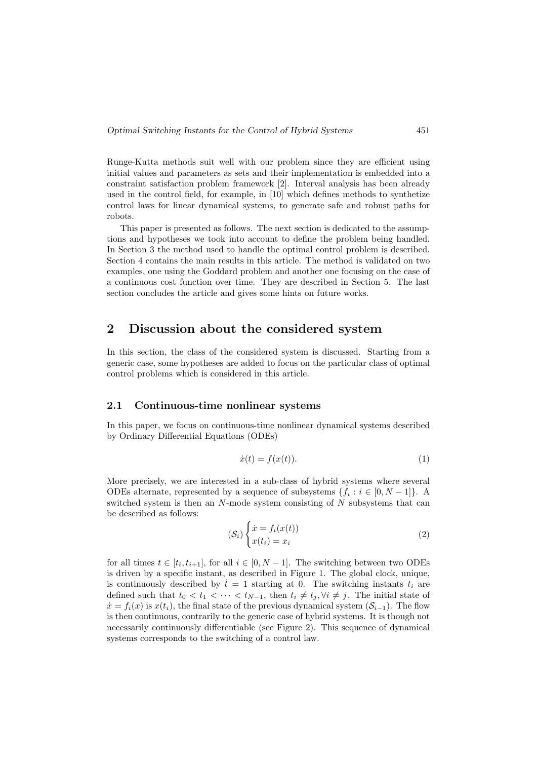Runge-Kutta methods suit well with our problem since they are efficient using initial values and parameters as sets and their implementation is embedded into a constraint satisfaction problem framework [2]. Interval analysis has been already used in the control field, for example, in [10] which defines methods to synthetize control laws for linear dynamical systems, to generate safe and robust paths for robots.

This paper is presented as follows. The next section is dedicated to the assumptions and hypotheses we took into account to define the problem being handled. In Section 3 the method used to handle the optimal control problem is described. Section 4 contains the main results in this article. The method is validated on two examples, one using the Goddard problem and another one focusing on the case of a continuous cost function over time. They are described in Section 5. The last section concludes the article and gives some hints on future works.

## 2 Discussion about the considered system

In this section, the class of the considered system is discussed. Starting from a generic case, some hypotheses are added to focus on the particular class of optimal control problems which is considered in this article.

### 2.1 Continuous-time nonlinear systems

In this paper, we focus on continuous-time nonlinear dynamical systems described by Ordinary Differential Equations (ODEs)

$$\dot{x}(t) = f(x(t)). \tag{1}$$

More precisely, we are interested in a sub-class of hybrid systems where several ODEs alternate, represented by a sequence of subsystems $\{f_i : i \in [0, N-1]\}$. A switched system is then an $N$-mode system consisting of $N$ subsystems that can be described as follows:

$$(\mathcal{S}_i) \begin{cases} \dot{x} = f_i(x(t)) \\ x(t_i) = x_i \end{cases} \tag{2}$$

for all times $t \in [t_i, t_{i+1}]$, for all $i \in [0, N-1]$. The switching between two ODEs is driven by a specific instant, as described in Figure 1. The global clock, unique, is continuously described by $\dot{t} = 1$ starting at 0. The switching instants $t_i$ are defined such that $t_0 < t_1 < \cdots < t_{N-1}$, then $t_i \neq t_j, \forall i \neq j$. The initial state of $\dot{x} = f_i(x)$ is $x(t_i)$, the final state of the previous dynamical system $(\mathcal{S}_{i-1})$. The flow is then continuous, contrarily to the generic case of hybrid systems. It is though not necessarily continuously differentiable (see Figure 2). This sequence of dynamical systems corresponds to the switching of a control law.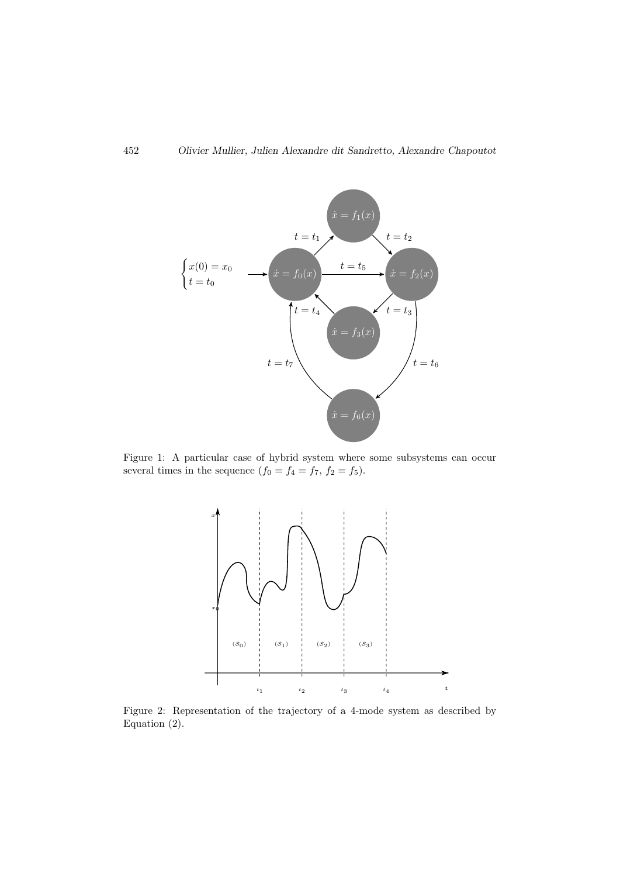Figure 1: A particular case of hybrid system where some subsystems can occur several times in the sequence ($f_0 = f_4 = f_7$, $f_2 = f_5$).

Figure 2: Representation of the trajectory of a 4-mode system as described by Equation (2).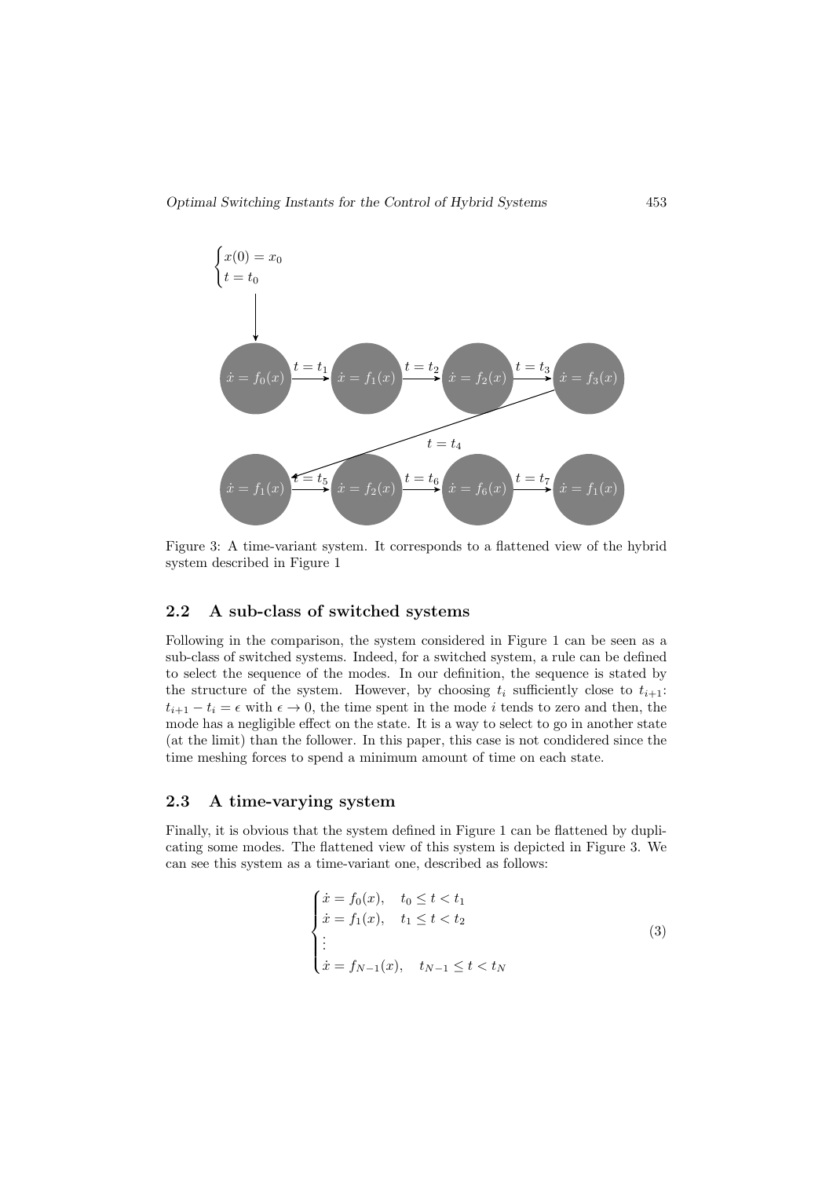Figure 3: A time-variant system. It corresponds to a flattened view of the hybrid system described in Figure 1

## 2.2 A sub-class of switched systems

Following in the comparison, the system considered in Figure 1 can be seen as a sub-class of switched systems. Indeed, for a switched system, a rule can be defined to select the sequence of the modes. In our definition, the sequence is stated by the structure of the system. However, by choosing $t_i$ sufficiently close to $t_{i+1}$: $t_{i+1} - t_i = \epsilon$ with $\epsilon \to 0$, the time spent in the mode $i$ tends to zero and then, the mode has a negligible effect on the state. It is a way to select to go in another state (at the limit) than the follower. In this paper, this case is not condidered since the time meshing forces to spend a minimum amount of time on each state.

## 2.3 A time-varying system

Finally, it is obvious that the system defined in Figure 1 can be flattened by duplicating some modes. The flattened view of this system is depicted in Figure 3. We can see this system as a time-variant one, described as follows:

$$
\begin{cases}
\dot{x} = f_0(x), & t_0 \leq t < t_1 \\
\dot{x} = f_1(x), & t_1 \leq t < t_2 \\
\vdots \\
\dot{x} = f_{N-1}(x), & t_{N-1} \leq t < t_N
\end{cases}
\tag{3}
$$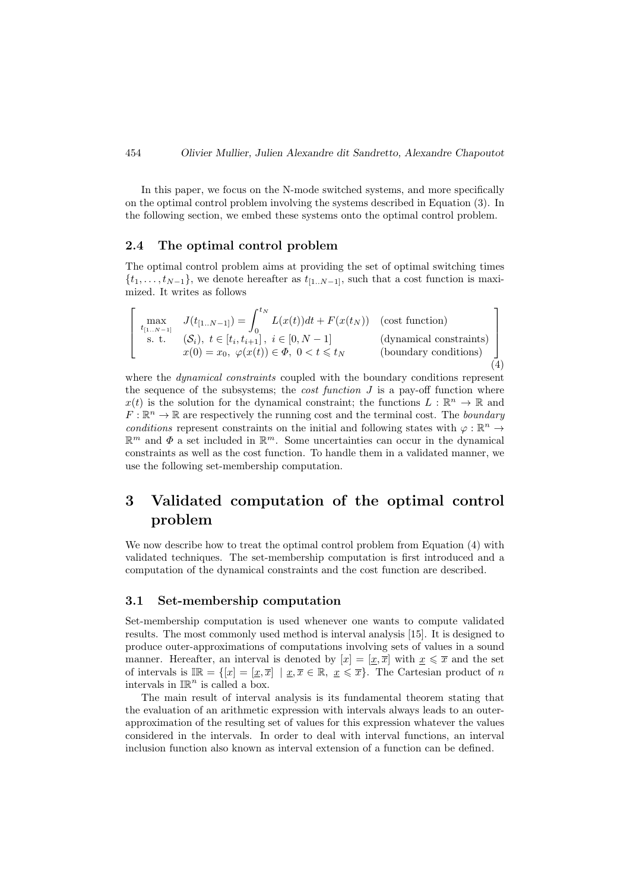In this paper, we focus on the N-mode switched systems, and more specifically on the optimal control problem involving the systems described in Equation (3). In the following section, we embed these systems onto the optimal control problem.

### 2.4 The optimal control problem

The optimal control problem aims at providing the set of optimal switching times $\{t_1, \ldots, t_{N-1}\}$, we denote hereafter as $t_{[1..N-1]}$, such that a cost function is maximized. It writes as follows

$$
\left[\begin{array}{lll}
\max\limits_{t_{[1..N-1]}} & J(t_{[1..N-1]}) = \displaystyle\int_0^{t_N} L(x(t))dt + F(x(t_N)) & \text{(cost function)} \\
\text{s. t.} & (\mathcal{S}_i),\ t \in [t_i, t_{i+1}],\ i \in [0, N-1] & \text{(dynamical constraints)} \\
 & x(0) = x_0,\ \varphi(x(t)) \in \Phi,\ 0 < t \leqslant t_N & \text{(boundary conditions)}
\end{array}\right]
\tag{4}
$$

where the *dynamical constraints* coupled with the boundary conditions represent the sequence of the subsystems; the *cost function* $J$ is a pay-off function where $x(t)$ is the solution for the dynamical constraint; the functions $L : \mathbb{R}^n \to \mathbb{R}$ and $F : \mathbb{R}^n \to \mathbb{R}$ are respectively the running cost and the terminal cost. The *boundary conditions* represent constraints on the initial and following states with $\varphi : \mathbb{R}^n \to \mathbb{R}^m$ and $\Phi$ a set included in $\mathbb{R}^m$. Some uncertainties can occur in the dynamical constraints as well as the cost function. To handle them in a validated manner, we use the following set-membership computation.

# 3 Validated computation of the optimal control problem

We now describe how to treat the optimal control problem from Equation (4) with validated techniques. The set-membership computation is first introduced and a computation of the dynamical constraints and the cost function are described.

### 3.1 Set-membership computation

Set-membership computation is used whenever one wants to compute validated results. The most commonly used method is interval analysis [15]. It is designed to produce outer-approximations of computations involving sets of values in a sound manner. Hereafter, an interval is denoted by $[x] = [\underline{x}, \overline{x}]$ with $\underline{x} \leqslant \overline{x}$ and the set of intervals is $\mathbb{IR} = \{[x] = [\underline{x}, \overline{x}] \mid \underline{x}, \overline{x} \in \mathbb{R},\ \underline{x} \leqslant \overline{x}\}$. The Cartesian product of $n$ intervals in $\mathbb{IR}^n$ is called a box.

The main result of interval analysis is its fundamental theorem stating that the evaluation of an arithmetic expression with intervals always leads to an outer-approximation of the resulting set of values for this expression whatever the values considered in the intervals. In order to deal with interval functions, an interval inclusion function also known as interval extension of a function can be defined.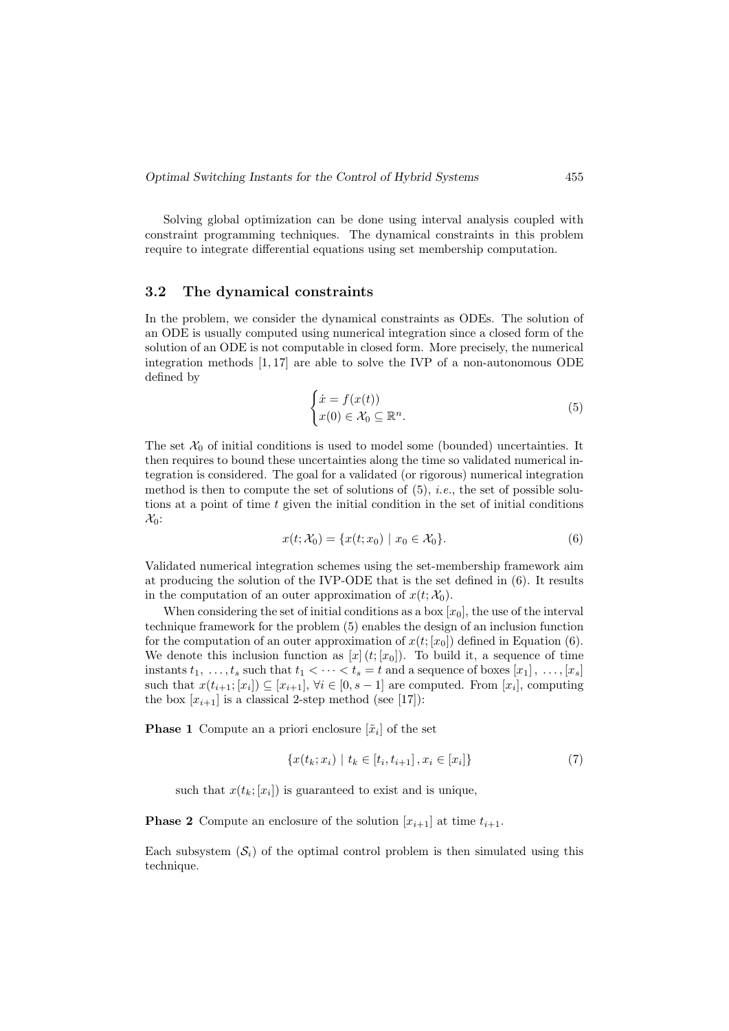Solving global optimization can be done using interval analysis coupled with constraint programming techniques. The dynamical constraints in this problem require to integrate differential equations using set membership computation.

### 3.2 The dynamical constraints

In the problem, we consider the dynamical constraints as ODEs. The solution of an ODE is usually computed using numerical integration since a closed form of the solution of an ODE is not computable in closed form. More precisely, the numerical integration methods [1, 17] are able to solve the IVP of a non-autonomous ODE defined by

$$\begin{cases} \dot{x} = f(x(t)) \\ x(0) \in \mathcal{X}_0 \subseteq \mathbb{R}^n. \end{cases} \tag{5}$$

The set $\mathcal{X}_0$ of initial conditions is used to model some (bounded) uncertainties. It then requires to bound these uncertainties along the time so validated numerical integration is considered. The goal for a validated (or rigorous) numerical integration method is then to compute the set of solutions of (5), *i.e.*, the set of possible solutions at a point of time $t$ given the initial condition in the set of initial conditions $\mathcal{X}_0$:

$$x(t; \mathcal{X}_0) = \{x(t; x_0) \mid x_0 \in \mathcal{X}_0\}. \tag{6}$$

Validated numerical integration schemes using the set-membership framework aim at producing the solution of the IVP-ODE that is the set defined in (6). It results in the computation of an outer approximation of $x(t; \mathcal{X}_0)$.

When considering the set of initial conditions as a box $[x_0]$, the use of the interval technique framework for the problem (5) enables the design of an inclusion function for the computation of an outer approximation of $x(t; [x_0])$ defined in Equation (6). We denote this inclusion function as $[x](t; [x_0])$. To build it, a sequence of time instants $t_1, \ldots, t_s$ such that $t_1 < \cdots < t_s = t$ and a sequence of boxes $[x_1], \ldots, [x_s]$ such that $x(t_{i+1}; [x_i]) \subseteq [x_{i+1}]$, $\forall i \in [0, s-1]$ are computed. From $[x_i]$, computing the box $[x_{i+1}]$ is a classical 2-step method (see [17]):

**Phase 1** Compute an a priori enclosure $[\tilde{x}_i]$ of the set

$$\{x(t_k; x_i) \mid t_k \in [t_i, t_{i+1}], x_i \in [x_i]\} \tag{7}$$

such that $x(t_k; [x_i])$ is guaranteed to exist and is unique,

**Phase 2** Compute an enclosure of the solution $[x_{i+1}]$ at time $t_{i+1}$.

Each subsystem $(\mathcal{S}_i)$ of the optimal control problem is then simulated using this technique.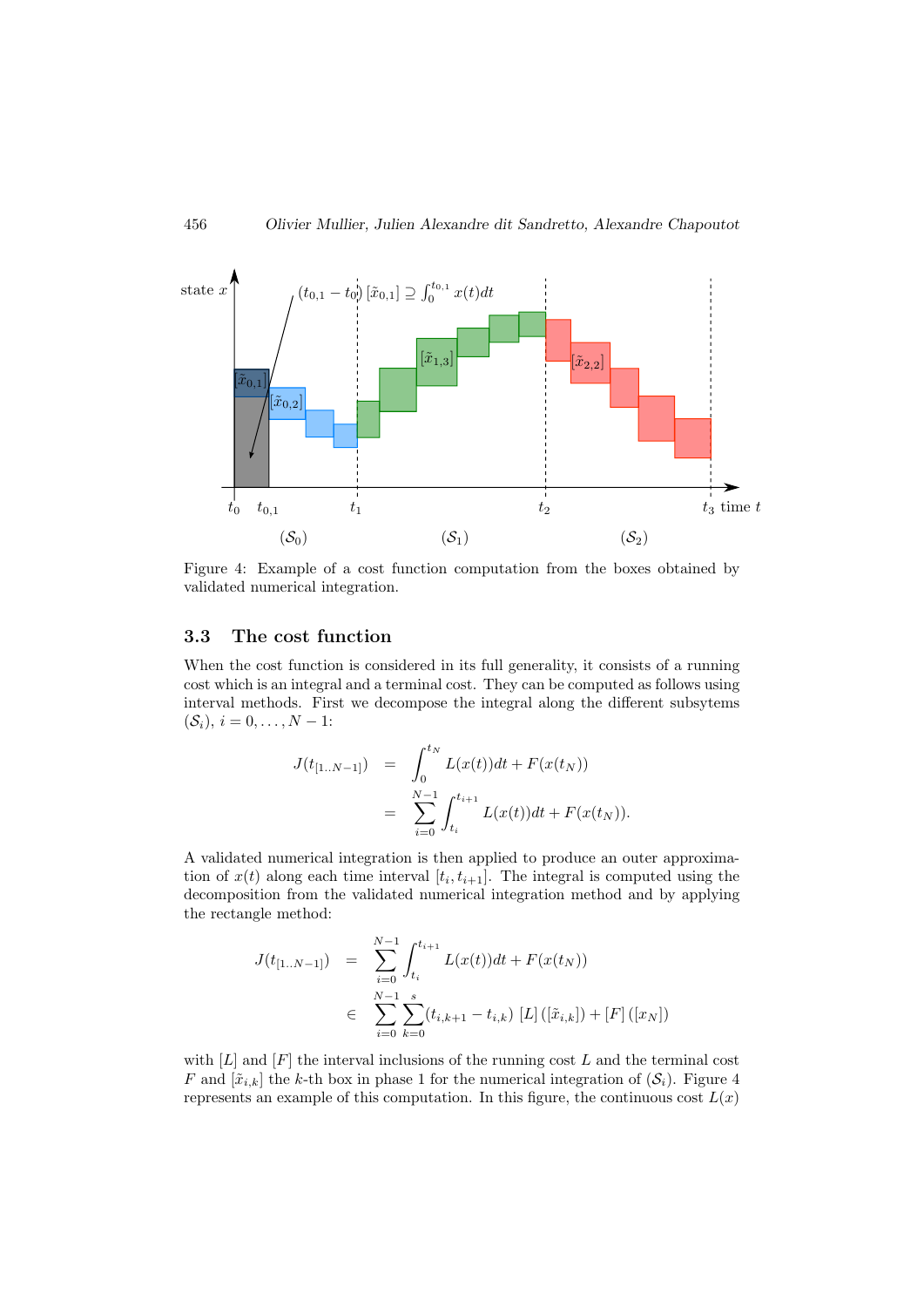Figure 4: Example of a cost function computation from the boxes obtained by validated numerical integration.

### 3.3 The cost function

When the cost function is considered in its full generality, it consists of a running cost which is an integral and a terminal cost. They can be computed as follows using interval methods. First we decompose the integral along the different subsytems $(\mathcal{S}_i)$, $i = 0, \ldots, N-1$:

$$
\begin{aligned}
J(t_{[1..N-1]}) &= \int_0^{t_N} L(x(t))dt + F(x(t_N)) \\
&= \sum_{i=0}^{N-1} \int_{t_i}^{t_{i+1}} L(x(t))dt + F(x(t_N)).
\end{aligned}
$$

A validated numerical integration is then applied to produce an outer approximation of $x(t)$ along each time interval $[t_i, t_{i+1}]$. The integral is computed using the decomposition from the validated numerical integration method and by applying the rectangle method:

$$
\begin{aligned}
J(t_{[1..N-1]}) &= \sum_{i=0}^{N-1} \int_{t_i}^{t_{i+1}} L(x(t))dt + F(x(t_N)) \\
&\in \sum_{i=0}^{N-1} \sum_{k=0}^{s} (t_{i,k+1} - t_{i,k}) \; [L] \left([\tilde{x}_{i,k}]\right) + [F] \left([x_N]\right)
\end{aligned}
$$

with $[L]$ and $[F]$ the interval inclusions of the running cost $L$ and the terminal cost $F$ and $[\tilde{x}_{i,k}]$ the $k$-th box in phase 1 for the numerical integration of $(\mathcal{S}_i)$. Figure 4 represents an example of this computation. In this figure, the continuous cost $L(x)$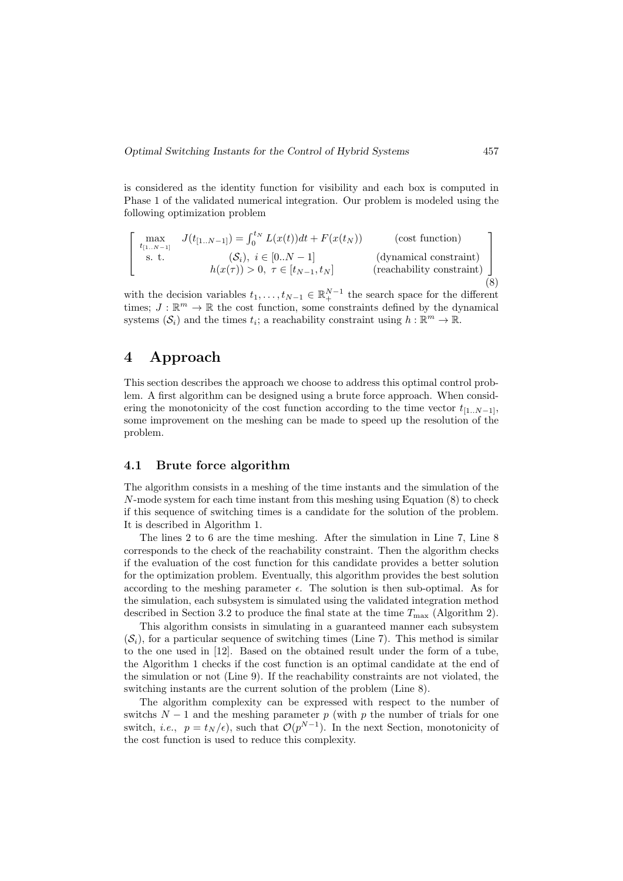is considered as the identity function for visibility and each box is computed in Phase 1 of the validated numerical integration. Our problem is modeled using the following optimization problem

$$
\left[\begin{array}{lll}
\max\limits_{t_{[1..N-1]}} & J(t_{[1..N-1]}) = \int_0^{t_N} L(x(t))dt + F(x(t_N)) & \text{(cost function)} \\
\text{s. t.} & (\mathcal{S}_i),\ i \in [0..N-1] & \text{(dynamical constraint)} \\
 & h(x(\tau)) > 0,\ \tau \in [t_{N-1}, t_N] & \text{(reachability constraint)}
\end{array}\right]
\tag{8}
$$

with the decision variables $t_1, \ldots, t_{N-1} \in \mathbb{R}_+^{N-1}$ the search space for the different times; $J : \mathbb{R}^m \to \mathbb{R}$ the cost function, some constraints defined by the dynamical systems $(\mathcal{S}_i)$ and the times $t_i$; a reachability constraint using $h : \mathbb{R}^m \to \mathbb{R}$.

# 4 Approach

This section describes the approach we choose to address this optimal control problem. A first algorithm can be designed using a brute force approach. When considering the monotonicity of the cost function according to the time vector $t_{[1..N-1]}$, some improvement on the meshing can be made to speed up the resolution of the problem.

## 4.1 Brute force algorithm

The algorithm consists in a meshing of the time instants and the simulation of the $N$-mode system for each time instant from this meshing using Equation (8) to check if this sequence of switching times is a candidate for the solution of the problem. It is described in Algorithm 1.

The lines 2 to 6 are the time meshing. After the simulation in Line 7, Line 8 corresponds to the check of the reachability constraint. Then the algorithm checks if the evaluation of the cost function for this candidate provides a better solution for the optimization problem. Eventually, this algorithm provides the best solution according to the meshing parameter $\epsilon$. The solution is then sub-optimal. As for the simulation, each subsystem is simulated using the validated integration method described in Section 3.2 to produce the final state at the time $T_{\max}$ (Algorithm 2).

This algorithm consists in simulating in a guaranteed manner each subsystem $(\mathcal{S}_i)$, for a particular sequence of switching times (Line 7). This method is similar to the one used in [12]. Based on the obtained result under the form of a tube, the Algorithm 1 checks if the cost function is an optimal candidate at the end of the simulation or not (Line 9). If the reachability constraints are not violated, the switching instants are the current solution of the problem (Line 8).

The algorithm complexity can be expressed with respect to the number of switchs $N-1$ and the meshing parameter $p$ (with $p$ the number of trials for one switch, *i.e.*, $p = t_N/\epsilon$), such that $\mathcal{O}(p^{N-1})$. In the next Section, monotonicity of the cost function is used to reduce this complexity.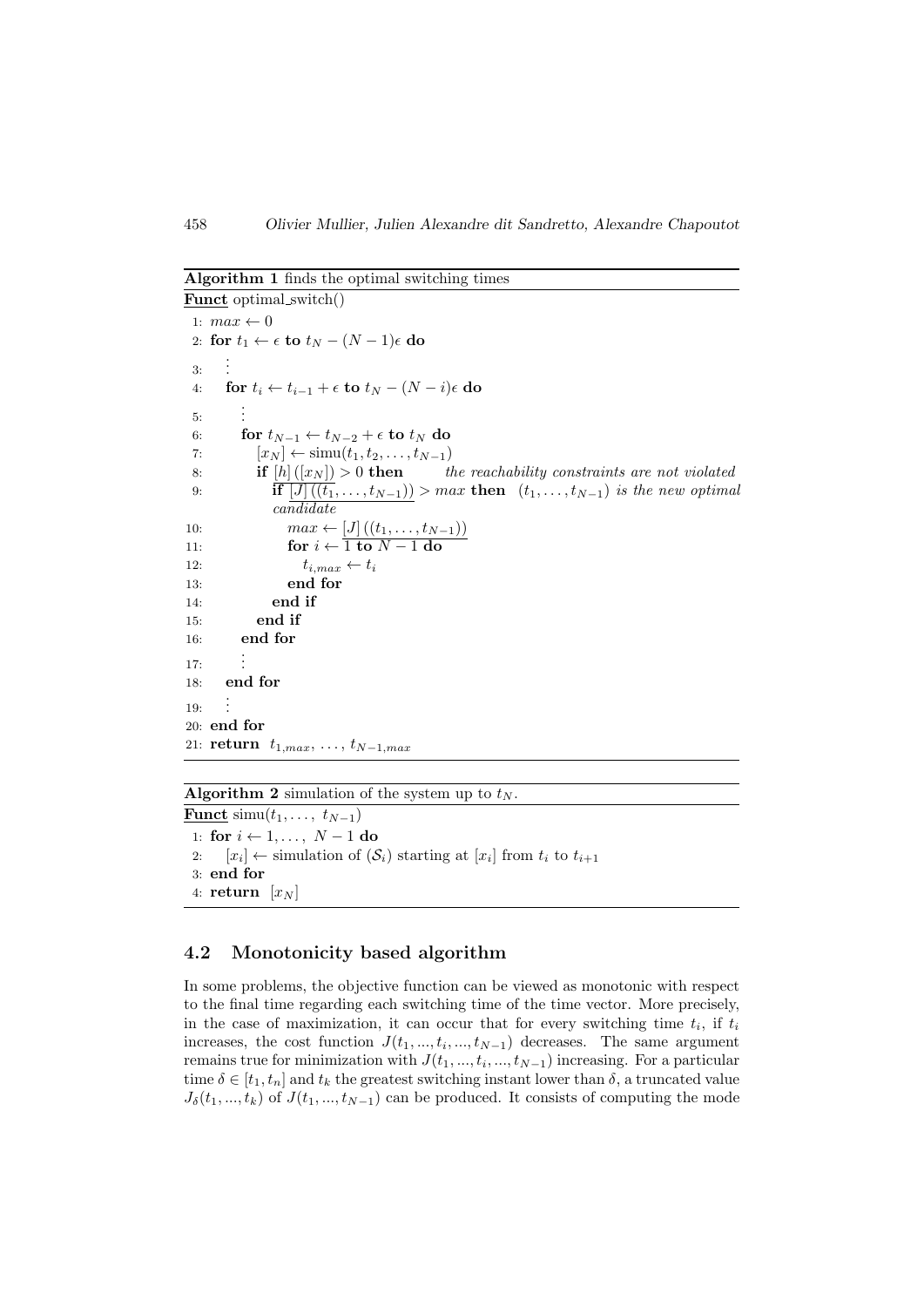**Algorithm 1** finds the optimal switching times

```
Funct optimal_switch()
 1: max ← 0
 2: for t_1 ← ε to t_N − (N − 1)ε do
 3:   ⋮
 4:   for t_i ← t_{i−1} + ε to t_N − (N − i)ε do
 5:     ⋮
 6:     for t_{N−1} ← t_{N−2} + ε to t_N do
 7:       [x_N] ← simu(t_1, t_2, ..., t_{N−1})
 8:       if [h]([x_N]) > 0 then        the reachability constraints are not violated
 9:         if lower([J]((t_1, ..., t_{N−1}))) > max then   (t_1, ..., t_{N−1}) is the new optimal candidate
10:           max ← lower([J]((t_1, ..., t_{N−1})))
11:           for i ← 1 to N − 1 do
12:             t_{i,max} ← t_i
13:           end for
14:         end if
15:       end if
16:     end for
17:     ⋮
18:   end for
19:   ⋮
20: end for
21: return t_{1,max}, ..., t_{N−1,max}
```

**Algorithm 2** simulation of the system up to $t_N$.

```
Funct simu(t_1, ..., t_{N−1})
 1: for i ← 1, ..., N − 1 do
 2:   [x_i] ← simulation of (S_i) starting at [x_i] from t_i to t_{i+1}
 3: end for
 4: return [x_N]
```

## 4.2 Monotonicity based algorithm

In some problems, the objective function can be viewed as monotonic with respect to the final time regarding each switching time of the time vector. More precisely, in the case of maximization, it can occur that for every switching time $t_i$, if $t_i$ increases, the cost function $J(t_1, ..., t_i, ..., t_{N-1})$ decreases. The same argument remains true for minimization with $J(t_1, ..., t_i, ..., t_{N-1})$ increasing. For a particular time $\delta \in [t_1, t_n]$ and $t_k$ the greatest switching instant lower than $\delta$, a truncated value $J_\delta(t_1, ..., t_k)$ of $J(t_1, ..., t_{N-1})$ can be produced. It consists of computing the mode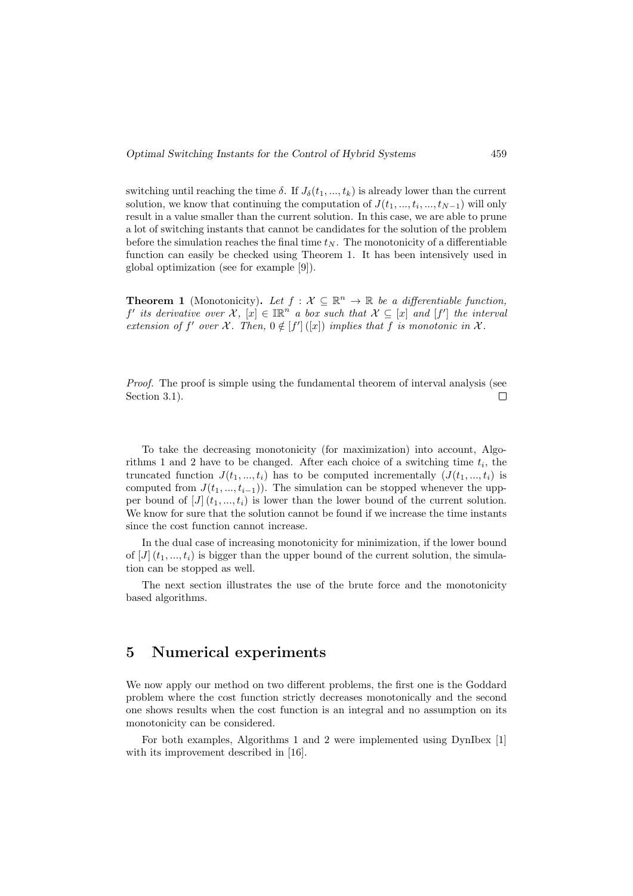switching until reaching the time $\delta$. If $J_\delta(t_1, ..., t_k)$ is already lower than the current solution, we know that continuing the computation of $J(t_1, ..., t_i, ..., t_{N-1})$ will only result in a value smaller than the current solution. In this case, we are able to prune a lot of switching instants that cannot be candidates for the solution of the problem before the simulation reaches the final time $t_N$. The monotonicity of a differentiable function can easily be checked using Theorem 1. It has been intensively used in global optimization (see for example [9]).

**Theorem 1** (Monotonicity)**.** *Let $f : \mathcal{X} \subseteq \mathbb{R}^n \to \mathbb{R}$ be a differentiable function, $f'$ its derivative over $\mathcal{X}$, $[x] \in \mathbb{IR}^n$ a box such that $\mathcal{X} \subseteq [x]$ and $[f']$ the interval extension of $f'$ over $\mathcal{X}$. Then, $0 \notin [f']([x])$ implies that $f$ is monotonic in $\mathcal{X}$.*

*Proof.* The proof is simple using the fundamental theorem of interval analysis (see Section 3.1). ☐

To take the decreasing monotonicity (for maximization) into account, Algorithms 1 and 2 have to be changed. After each choice of a switching time $t_i$, the truncated function $J(t_1, ..., t_i)$ has to be computed incrementally ($J(t_1, ..., t_i)$ is computed from $J(t_1, ..., t_{i-1})$). The simulation can be stopped whenever the upper bound of $[J](t_1, ..., t_i)$ is lower than the lower bound of the current solution. We know for sure that the solution cannot be found if we increase the time instants since the cost function cannot increase.

In the dual case of increasing monotonicity for minimization, if the lower bound of $[J](t_1, ..., t_i)$ is bigger than the upper bound of the current solution, the simulation can be stopped as well.

The next section illustrates the use of the brute force and the monotonicity based algorithms.

## 5 Numerical experiments

We now apply our method on two different problems, the first one is the Goddard problem where the cost function strictly decreases monotonically and the second one shows results when the cost function is an integral and no assumption on its monotonicity can be considered.

For both examples, Algorithms 1 and 2 were implemented using DynIbex [1] with its improvement described in [16].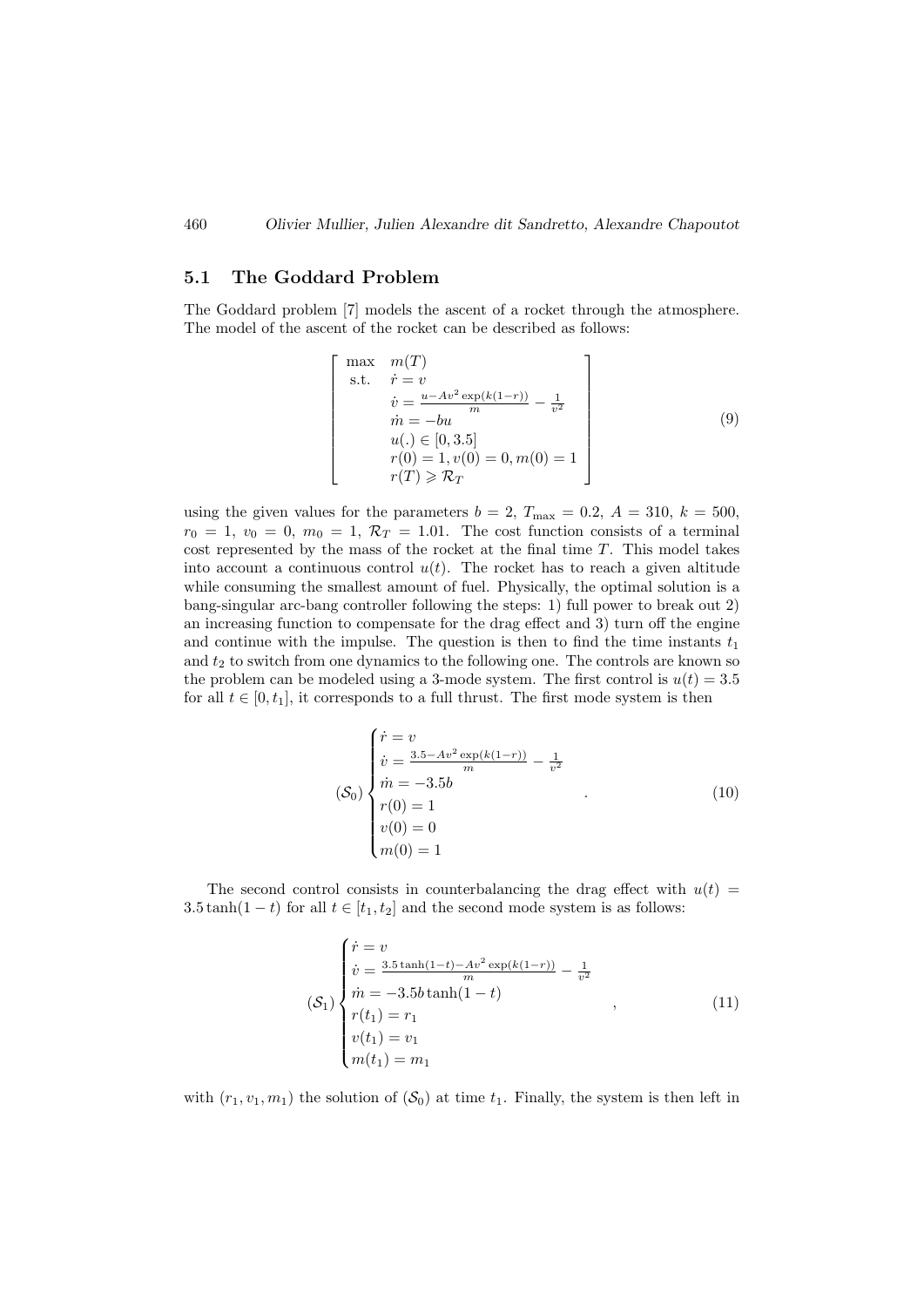### 5.1 The Goddard Problem

The Goddard problem [7] models the ascent of a rocket through the atmosphere. The model of the ascent of the rocket can be described as follows:

$$\left[\begin{array}{ll} \max & m(T) \\ \text{s.t.} & \dot{r} = v \\ & \dot{v} = \frac{u - Av^2 \exp(k(1-r))}{m} - \frac{1}{v^2} \\ & \dot{m} = -bu \\ & u(.) \in [0, 3.5] \\ & r(0) = 1, v(0) = 0, m(0) = 1 \\ & r(T) \geqslant \mathcal{R}_T \end{array}\right] \tag{9}$$

using the given values for the parameters $b = 2$, $T_{\max} = 0.2$, $A = 310$, $k = 500$, $r_0 = 1$, $v_0 = 0$, $m_0 = 1$, $\mathcal{R}_T = 1.01$. The cost function consists of a terminal cost represented by the mass of the rocket at the final time $T$. This model takes into account a continuous control $u(t)$. The rocket has to reach a given altitude while consuming the smallest amount of fuel. Physically, the optimal solution is a bang-singular arc-bang controller following the steps: 1) full power to break out 2) an increasing function to compensate for the drag effect and 3) turn off the engine and continue with the impulse. The question is then to find the time instants $t_1$ and $t_2$ to switch from one dynamics to the following one. The controls are known so the problem can be modeled using a 3-mode system. The first control is $u(t) = 3.5$ for all $t \in [0, t_1]$, it corresponds to a full thrust. The first mode system is then

$$(\mathcal{S}_0) \begin{cases} \dot{r} = v \\ \dot{v} = \frac{3.5 - Av^2 \exp(k(1-r))}{m} - \frac{1}{v^2} \\ \dot{m} = -3.5b \\ r(0) = 1 \\ v(0) = 0 \\ m(0) = 1 \end{cases} . \tag{10}$$

The second control consists in counterbalancing the drag effect with $u(t) = 3.5 \tanh(1 - t)$ for all $t \in [t_1, t_2]$ and the second mode system is as follows:

$$(\mathcal{S}_1) \begin{cases} \dot{r} = v \\ \dot{v} = \frac{3.5 \tanh(1-t) - Av^2 \exp(k(1-r))}{m} - \frac{1}{v^2} \\ \dot{m} = -3.5b \tanh(1 - t) \\ r(t_1) = r_1 \\ v(t_1) = v_1 \\ m(t_1) = m_1 \end{cases} , \tag{11}$$

with $(r_1, v_1, m_1)$ the solution of $(\mathcal{S}_0)$ at time $t_1$. Finally, the system is then left in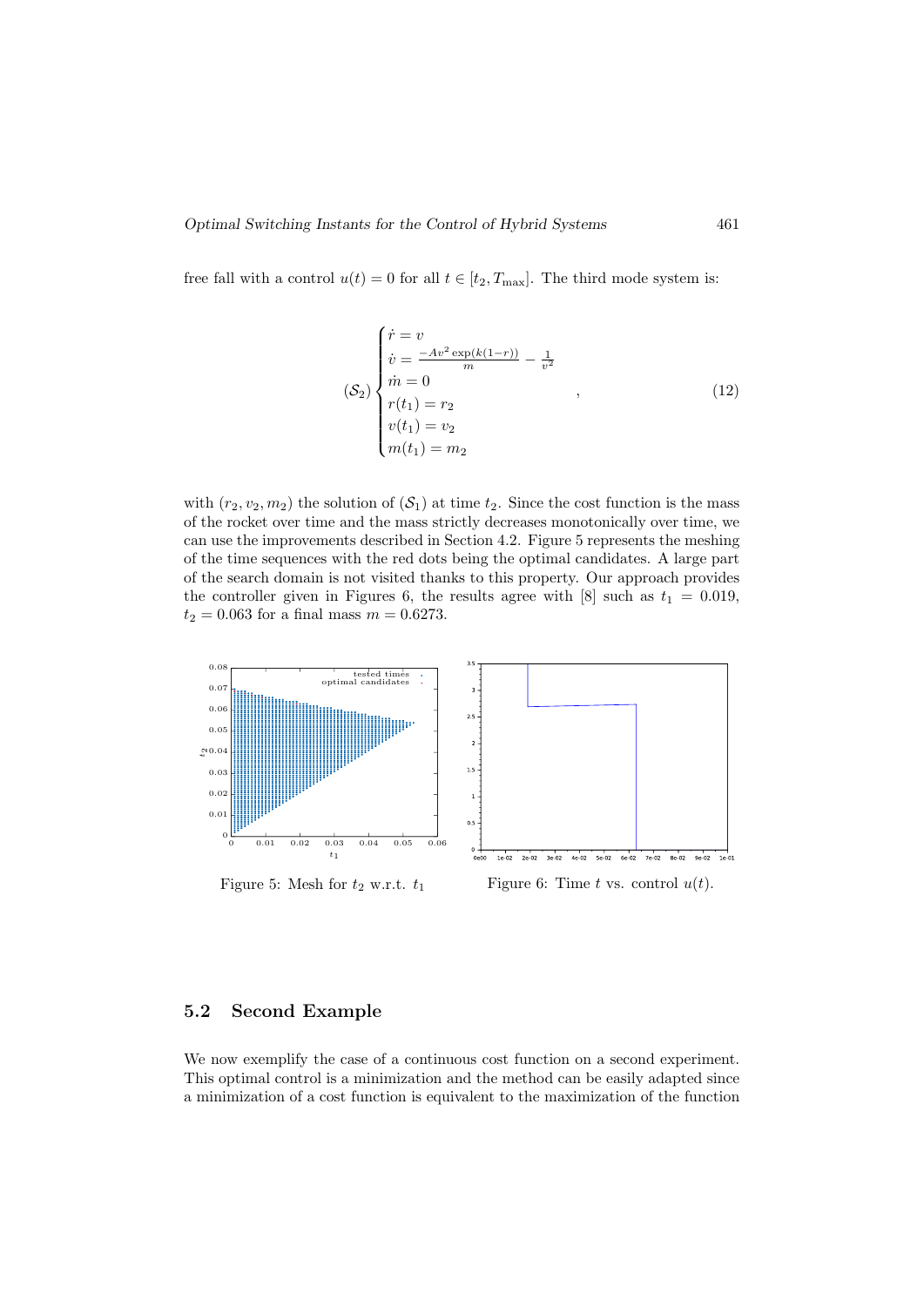free fall with a control $u(t) = 0$ for all $t \in [t_2, T_{\max}]$. The third mode system is:

$$
(\mathcal{S}_2)
\begin{cases}
\dot{r} = v \\
\dot{v} = \frac{-Av^2 \exp(k(1-r))}{m} - \frac{1}{v^2} \\
\dot{m} = 0 \\
r(t_1) = r_2 \\
v(t_1) = v_2 \\
m(t_1) = m_2
\end{cases}
, \tag{12}
$$

with $(r_2, v_2, m_2)$ the solution of $(\mathcal{S}_1)$ at time $t_2$. Since the cost function is the mass of the rocket over time and the mass strictly decreases monotonically over time, we can use the improvements described in Section 4.2. Figure 5 represents the meshing of the time sequences with the red dots being the optimal candidates. A large part of the search domain is not visited thanks to this property. Our approach provides the controller given in Figures 6, the results agree with [8] such as $t_1 = 0.019$, $t_2 = 0.063$ for a final mass $m = 0.6273$.

Figure 5: Mesh for $t_2$ w.r.t. $t_1$

Figure 6: Time $t$ vs. control $u(t)$.

## 5.2 Second Example

We now exemplify the case of a continuous cost function on a second experiment. This optimal control is a minimization and the method can be easily adapted since a minimization of a cost function is equivalent to the maximization of the function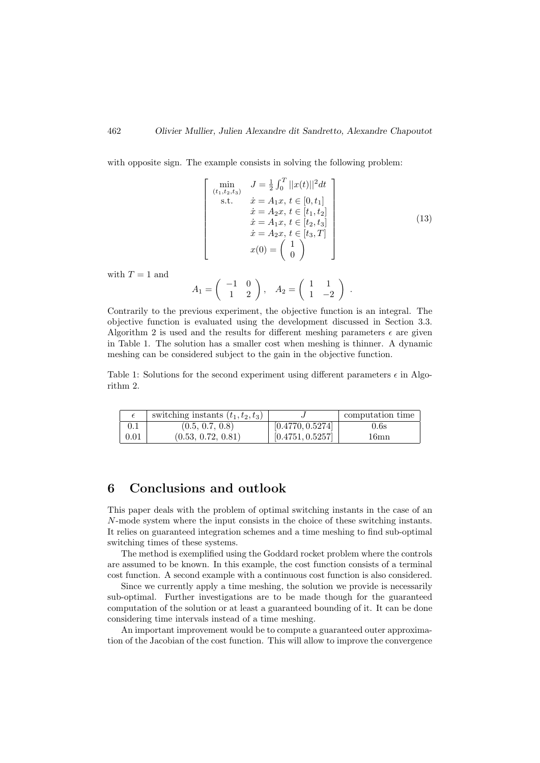with opposite sign. The example consists in solving the following problem:

$$
\left[\begin{array}{ll}
\min\limits_{(t_1,t_2,t_3)} & J = \frac{1}{2}\int_0^T ||x(t)||^2 dt \\
\text{s.t.} & \dot{x} = A_1 x,\ t \in [0, t_1] \\
 & \dot{x} = A_2 x,\ t \in [t_1, t_2] \\
 & \dot{x} = A_1 x,\ t \in [t_2, t_3] \\
 & \dot{x} = A_2 x,\ t \in [t_3, T] \\
 & x(0) = \begin{pmatrix} 1 \\ 0 \end{pmatrix}
\end{array}\right] \tag{13}
$$

with $T = 1$ and

$$
A_1 = \begin{pmatrix} -1 & 0 \\ 1 & 2 \end{pmatrix}, \quad A_2 = \begin{pmatrix} 1 & 1 \\ 1 & -2 \end{pmatrix} .
$$

Contrarily to the previous experiment, the objective function is an integral. The objective function is evaluated using the development discussed in Section 3.3. Algorithm 2 is used and the results for different meshing parameters $\epsilon$ are given in Table 1. The solution has a smaller cost when meshing is thinner. A dynamic meshing can be considered subject to the gain in the objective function.

Table 1: Solutions for the second experiment using different parameters $\epsilon$ in Algorithm 2.

| $\epsilon$ | switching instants $(t_1, t_2, t_3)$ | $J$ | computation time |
|---|---|---|---|
| 0.1 | (0.5, 0.7, 0.8) | $[0.4770, 0.5274]$ | 0.6s |
| 0.01 | (0.53, 0.72, 0.81) | $[0.4751, 0.5257]$ | 16mn |

## 6 Conclusions and outlook

This paper deals with the problem of optimal switching instants in the case of an $N$-mode system where the input consists in the choice of these switching instants. It relies on guaranteed integration schemes and a time meshing to find sub-optimal switching times of these systems.

The method is exemplified using the Goddard rocket problem where the controls are assumed to be known. In this example, the cost function consists of a terminal cost function. A second example with a continuous cost function is also considered.

Since we currently apply a time meshing, the solution we provide is necessarily sub-optimal. Further investigations are to be made though for the guaranteed computation of the solution or at least a guaranteed bounding of it. It can be done considering time intervals instead of a time meshing.

An important improvement would be to compute a guaranteed outer approximation of the Jacobian of the cost function. This will allow to improve the convergence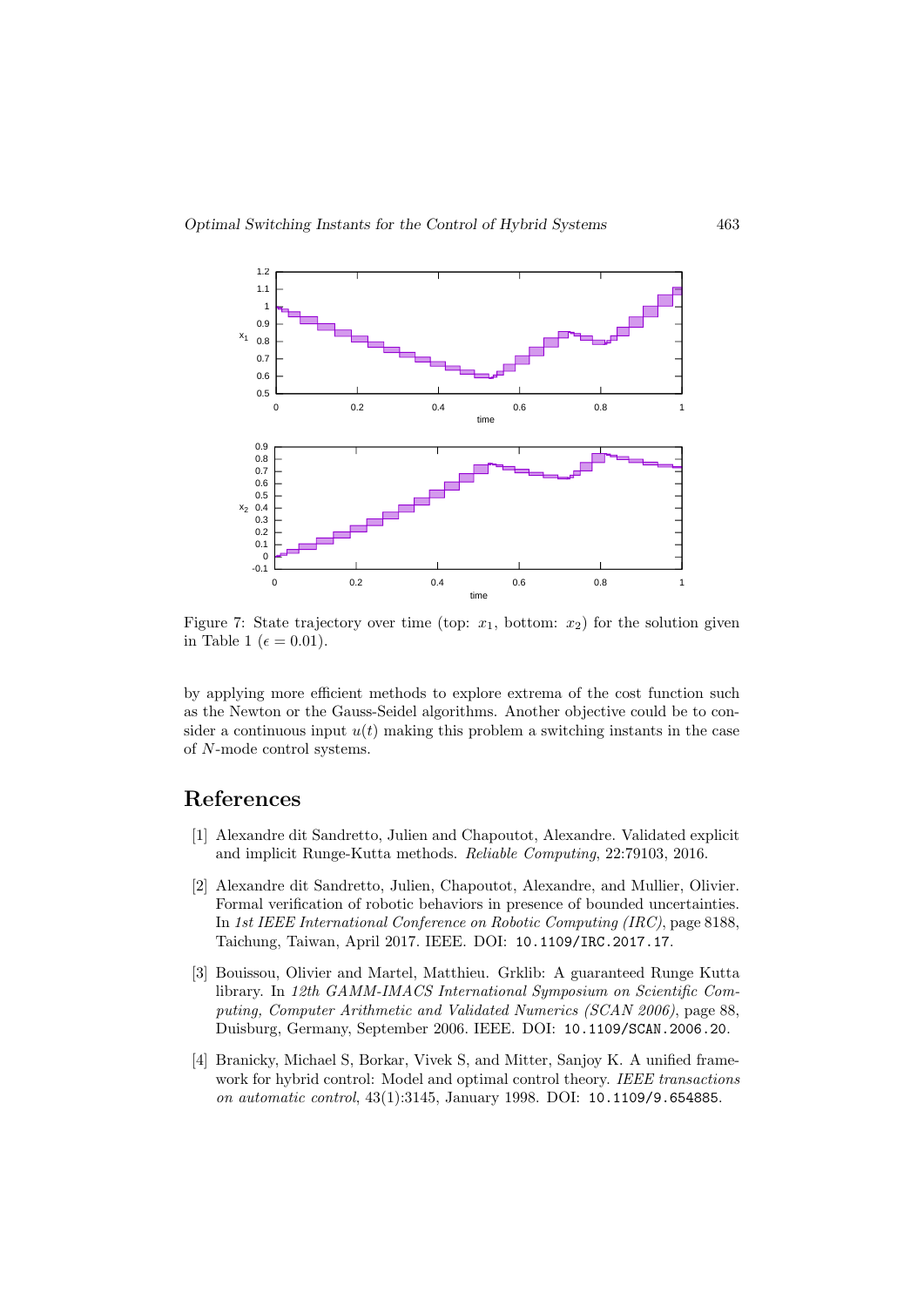Figure 7: State trajectory over time (top: $x_1$, bottom: $x_2$) for the solution given in Table 1 ($\epsilon = 0.01$).

by applying more efficient methods to explore extrema of the cost function such as the Newton or the Gauss-Seidel algorithms. Another objective could be to consider a continuous input $u(t)$ making this problem a switching instants in the case of $N$-mode control systems.

## References

[1] Alexandre dit Sandretto, Julien and Chapoutot, Alexandre. Validated explicit and implicit Runge-Kutta methods. *Reliable Computing*, 22:79103, 2016.

[2] Alexandre dit Sandretto, Julien, Chapoutot, Alexandre, and Mullier, Olivier. Formal verification of robotic behaviors in presence of bounded uncertainties. In *1st IEEE International Conference on Robotic Computing (IRC)*, page 8188, Taichung, Taiwan, April 2017. IEEE. DOI: `10.1109/IRC.2017.17`.

[3] Bouissou, Olivier and Martel, Matthieu. Grklib: A guaranteed Runge Kutta library. In *12th GAMM-IMACS International Symposium on Scientific Computing, Computer Arithmetic and Validated Numerics (SCAN 2006)*, page 88, Duisburg, Germany, September 2006. IEEE. DOI: `10.1109/SCAN.2006.20`.

[4] Branicky, Michael S, Borkar, Vivek S, and Mitter, Sanjoy K. A unified framework for hybrid control: Model and optimal control theory. *IEEE transactions on automatic control*, 43(1):3145, January 1998. DOI: `10.1109/9.654885`.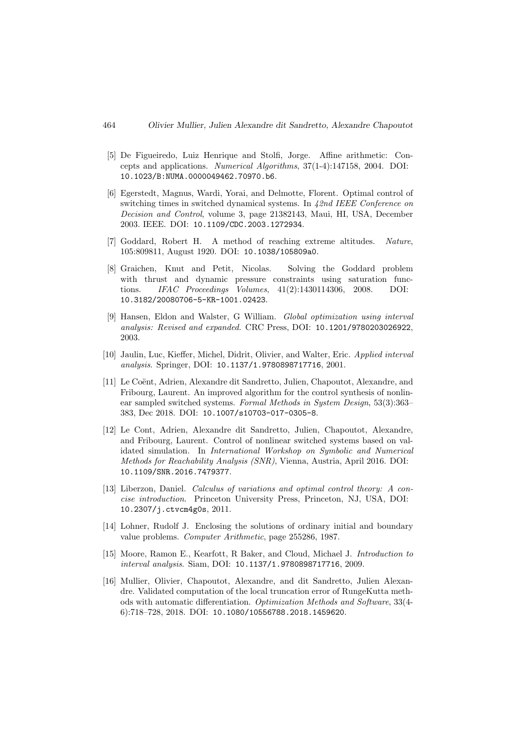[5] De Figueiredo, Luiz Henrique and Stolfi, Jorge. Affine arithmetic: Concepts and applications. *Numerical Algorithms*, 37(1-4):147158, 2004. DOI: `10.1023/B:NUMA.0000049462.70970.b6`.

[6] Egerstedt, Magnus, Wardi, Yorai, and Delmotte, Florent. Optimal control of switching times in switched dynamical systems. In *42nd IEEE Conference on Decision and Control*, volume 3, page 21382143, Maui, HI, USA, December 2003. IEEE. DOI: `10.1109/CDC.2003.1272934`.

[7] Goddard, Robert H. A method of reaching extreme altitudes. *Nature*, 105:809811, August 1920. DOI: `10.1038/105809a0`.

[8] Graichen, Knut and Petit, Nicolas. Solving the Goddard problem with thrust and dynamic pressure constraints using saturation functions. *IFAC Proceedings Volumes*, 41(2):1430114306, 2008. DOI: `10.3182/20080706-5-KR-1001.02423`.

[9] Hansen, Eldon and Walster, G William. *Global optimization using interval analysis: Revised and expanded*. CRC Press, DOI: `10.1201/9780203026922`, 2003.

[10] Jaulin, Luc, Kieffer, Michel, Didrit, Olivier, and Walter, Eric. *Applied interval analysis*. Springer, DOI: `10.1137/1.9780898717716`, 2001.

[11] Le Coënt, Adrien, Alexandre dit Sandretto, Julien, Chapoutot, Alexandre, and Fribourg, Laurent. An improved algorithm for the control synthesis of nonlinear sampled switched systems. *Formal Methods in System Design*, 53(3):363–383, Dec 2018. DOI: `10.1007/s10703-017-0305-8`.

[12] Le Cont, Adrien, Alexandre dit Sandretto, Julien, Chapoutot, Alexandre, and Fribourg, Laurent. Control of nonlinear switched systems based on validated simulation. In *International Workshop on Symbolic and Numerical Methods for Reachability Analysis (SNR)*, Vienna, Austria, April 2016. DOI: `10.1109/SNR.2016.7479377`.

[13] Liberzon, Daniel. *Calculus of variations and optimal control theory: A concise introduction*. Princeton University Press, Princeton, NJ, USA, DOI: `10.2307/j.ctvcm4g0s`, 2011.

[14] Lohner, Rudolf J. Enclosing the solutions of ordinary initial and boundary value problems. *Computer Arithmetic*, page 255286, 1987.

[15] Moore, Ramon E., Kearfott, R Baker, and Cloud, Michael J. *Introduction to interval analysis*. Siam, DOI: `10.1137/1.9780898717716`, 2009.

[16] Mullier, Olivier, Chapoutot, Alexandre, and dit Sandretto, Julien Alexandre. Validated computation of the local truncation error of RungeKutta methods with automatic differentiation. *Optimization Methods and Software*, 33(4-6):718–728, 2018. DOI: `10.1080/10556788.2018.1459620`.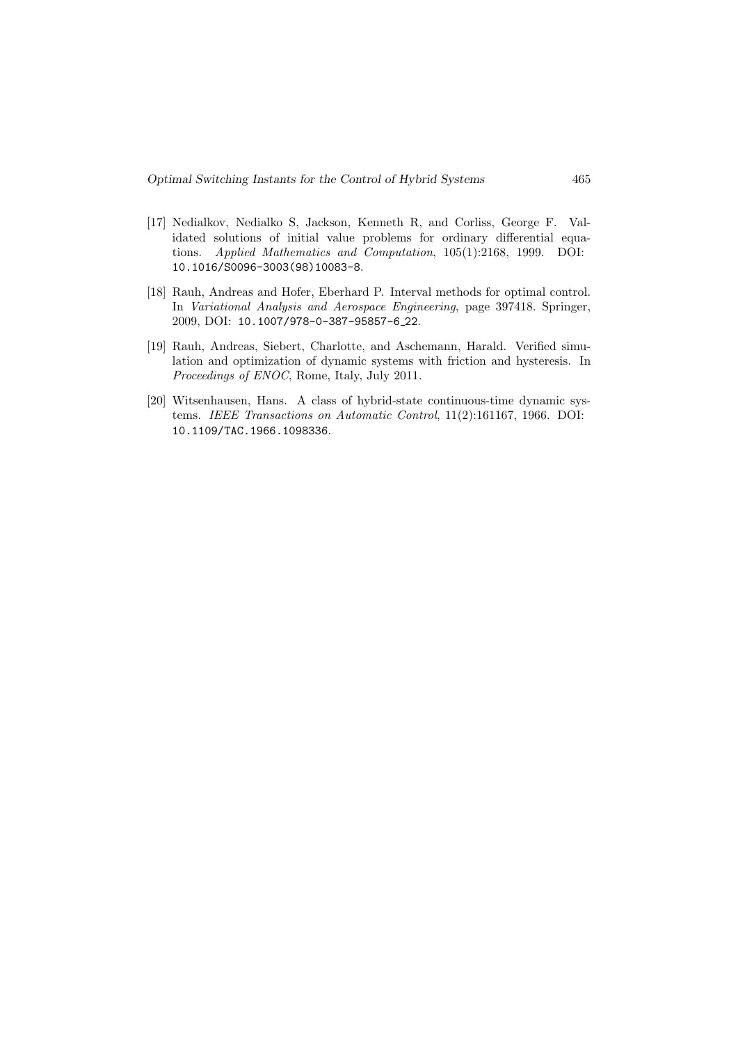[17] Nedialkov, Nedialko S, Jackson, Kenneth R, and Corliss, George F. Validated solutions of initial value problems for ordinary differential equations. *Applied Mathematics and Computation*, 105(1):2168, 1999. DOI: 10.1016/S0096-3003(98)10083-8.

[18] Rauh, Andreas and Hofer, Eberhard P. Interval methods for optimal control. In *Variational Analysis and Aerospace Engineering*, page 397418. Springer, 2009, DOI: 10.1007/978-0-387-95857-6_22.

[19] Rauh, Andreas, Siebert, Charlotte, and Aschemann, Harald. Verified simulation and optimization of dynamic systems with friction and hysteresis. In *Proceedings of ENOC*, Rome, Italy, July 2011.

[20] Witsenhausen, Hans. A class of hybrid-state continuous-time dynamic systems. *IEEE Transactions on Automatic Control*, 11(2):161167, 1966. DOI: 10.1109/TAC.1966.1098336.